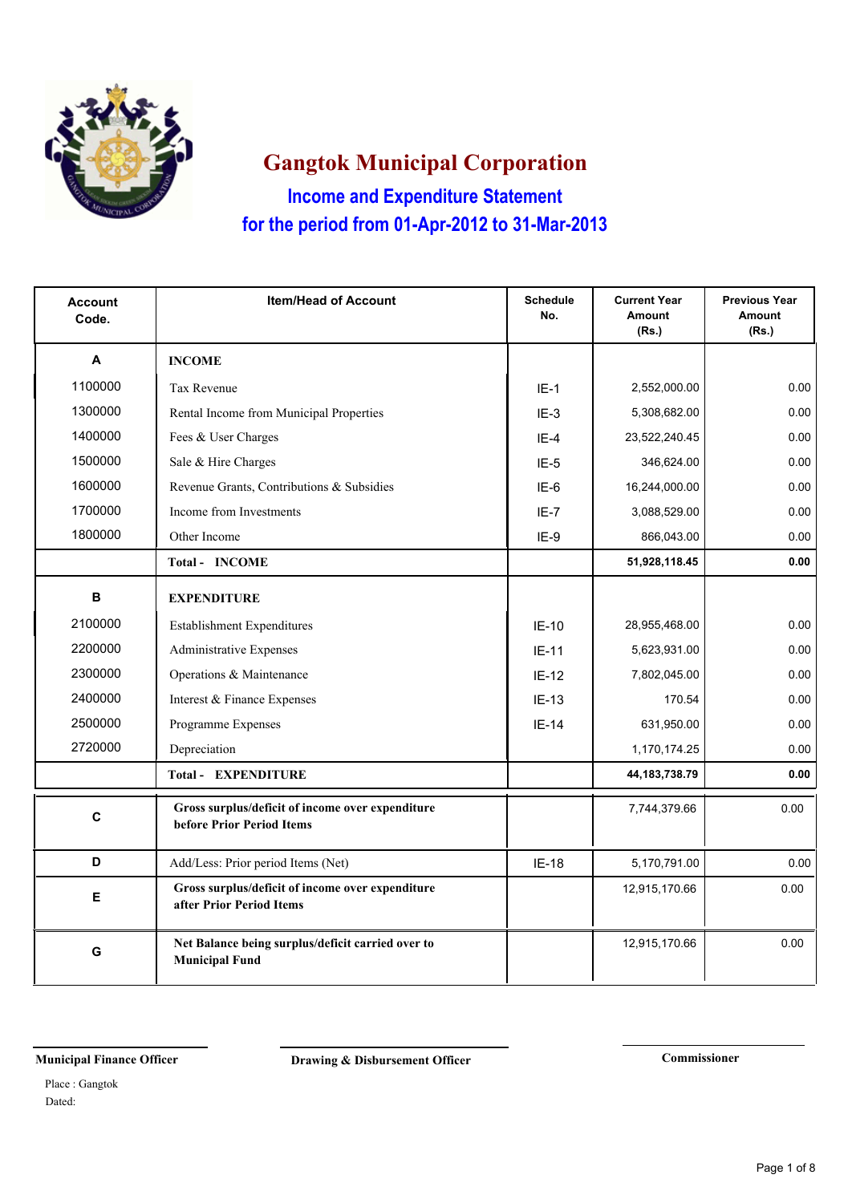# Gangtok Municipal Corporation

## Income and Expenditure Statement

## for the period from 01-Apr-2012 to 31-Mar-2013

| Account Code. | Item/Head of Account | Schedule No. | Current Year Amount (Rs.) | Previous Year Amount (Rs.) |
|---|---|---|---|---|
| **A** | **INCOME** | | | |
| 1100000 | Tax Revenue | IE-1 | 2,552,000.00 | 0.00 |
| 1300000 | Rental Income from Municipal Properties | IE-3 | 5,308,682.00 | 0.00 |
| 1400000 | Fees & User Charges | IE-4 | 23,522,240.45 | 0.00 |
| 1500000 | Sale & Hire Charges | IE-5 | 346,624.00 | 0.00 |
| 1600000 | Revenue Grants, Contributions & Subsidies | IE-6 | 16,244,000.00 | 0.00 |
| 1700000 | Income from Investments | IE-7 | 3,088,529.00 | 0.00 |
| 1800000 | Other Income | IE-9 | 866,043.00 | 0.00 |
| | **Total - INCOME** | | **51,928,118.45** | **0.00** |
| **B** | **EXPENDITURE** | | | |
| 2100000 | Establishment Expenditures | IE-10 | 28,955,468.00 | 0.00 |
| 2200000 | Administrative Expenses | IE-11 | 5,623,931.00 | 0.00 |
| 2300000 | Operations & Maintenance | IE-12 | 7,802,045.00 | 0.00 |
| 2400000 | Interest & Finance Expenses | IE-13 | 170.54 | 0.00 |
| 2500000 | Programme Expenses | IE-14 | 631,950.00 | 0.00 |
| 2720000 | Depreciation | | 1,170,174.25 | 0.00 |
| | **Total - EXPENDITURE** | | **44,183,738.79** | **0.00** |
| **C** | **Gross surplus/deficit of income over expenditure before Prior Period Items** | | 7,744,379.66 | 0.00 |
| **D** | Add/Less: Prior period Items (Net) | IE-18 | 5,170,791.00 | 0.00 |
| **E** | **Gross surplus/deficit of income over expenditure after Prior Period Items** | | 12,915,170.66 | 0.00 |
| **G** | **Net Balance being surplus/deficit carried over to Municipal Fund** | | 12,915,170.66 | 0.00 |

**Municipal Finance Officer** | **Drawing & Disbursement Officer** | **Commissioner**

Place : Gangtok

Dated: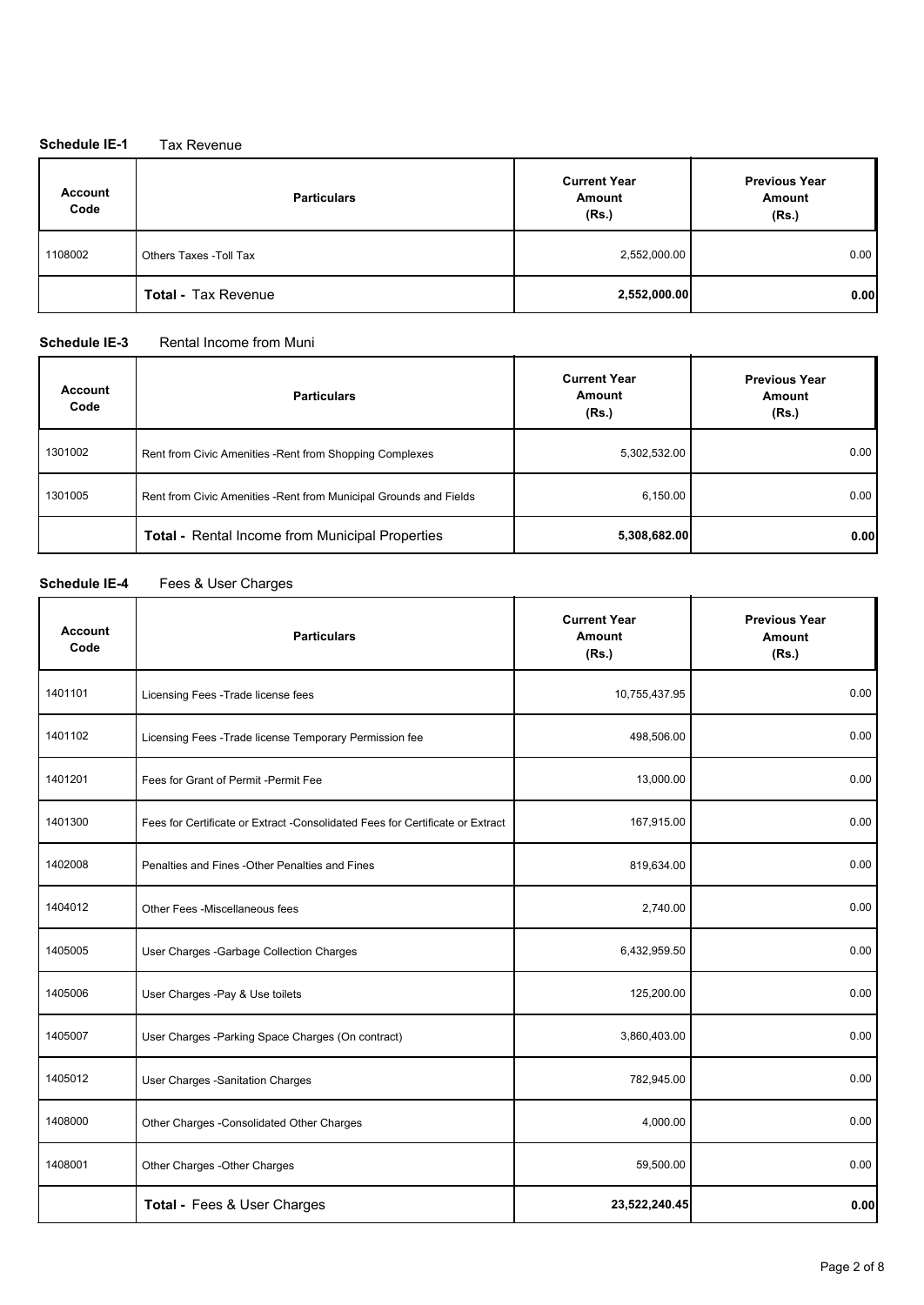**Schedule IE-1** Tax Revenue

| Account Code | Particulars | Current Year Amount (Rs.) | Previous Year Amount (Rs.) |
|---|---|---|---|
| 1108002 | Others Taxes -Toll Tax | 2,552,000.00 | 0.00 |
| | **Total - Tax Revenue** | **2,552,000.00** | **0.00** |

**Schedule IE-3** Rental Income from Muni

| Account Code | Particulars | Current Year Amount (Rs.) | Previous Year Amount (Rs.) |
|---|---|---|---|
| 1301002 | Rent from Civic Amenities -Rent from Shopping Complexes | 5,302,532.00 | 0.00 |
| 1301005 | Rent from Civic Amenities -Rent from Municipal Grounds and Fields | 6,150.00 | 0.00 |
| | **Total - Rental Income from Municipal Properties** | **5,308,682.00** | **0.00** |

**Schedule IE-4** Fees & User Charges

| Account Code | Particulars | Current Year Amount (Rs.) | Previous Year Amount (Rs.) |
|---|---|---|---|
| 1401101 | Licensing Fees -Trade license fees | 10,755,437.95 | 0.00 |
| 1401102 | Licensing Fees -Trade license Temporary Permission fee | 498,506.00 | 0.00 |
| 1401201 | Fees for Grant of Permit -Permit Fee | 13,000.00 | 0.00 |
| 1401300 | Fees for Certificate or Extract -Consolidated Fees for Certificate or Extract | 167,915.00 | 0.00 |
| 1402008 | Penalties and Fines -Other Penalties and Fines | 819,634.00 | 0.00 |
| 1404012 | Other Fees -Miscellaneous fees | 2,740.00 | 0.00 |
| 1405005 | User Charges -Garbage Collection Charges | 6,432,959.50 | 0.00 |
| 1405006 | User Charges -Pay & Use toilets | 125,200.00 | 0.00 |
| 1405007 | User Charges -Parking Space Charges (On contract) | 3,860,403.00 | 0.00 |
| 1405012 | User Charges -Sanitation Charges | 782,945.00 | 0.00 |
| 1408000 | Other Charges -Consolidated Other Charges | 4,000.00 | 0.00 |
| 1408001 | Other Charges -Other Charges | 59,500.00 | 0.00 |
| | **Total - Fees & User Charges** | **23,522,240.45** | **0.00** |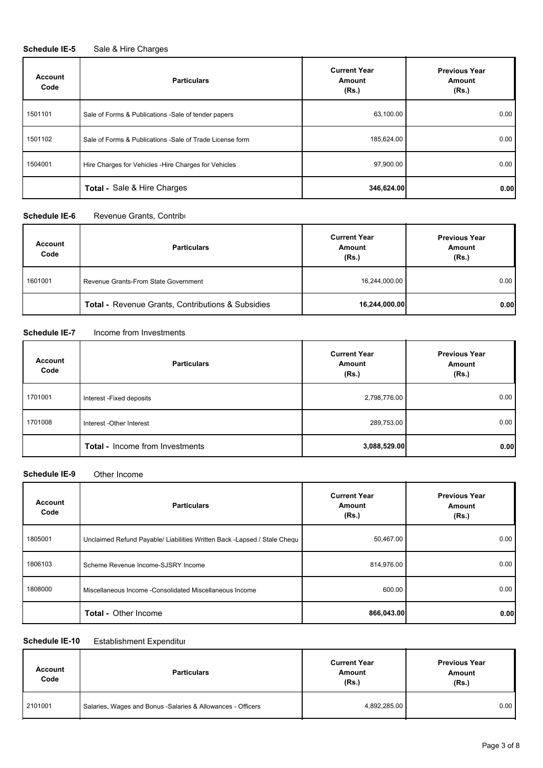**Schedule IE-5** Sale & Hire Charges

| Account Code | Particulars | Current Year Amount (Rs.) | Previous Year Amount (Rs.) |
|---|---|---|---|
| 1501101 | Sale of Forms & Publications -Sale of tender papers | 63,100.00 | 0.00 |
| 1501102 | Sale of Forms & Publications -Sale of Trade License form | 185,624.00 | 0.00 |
| 1504001 | Hire Charges for Vehicles -Hire Charges for Vehicles | 97,900.00 | 0.00 |
| | **Total -** Sale & Hire Charges | **346,624.00** | **0.00** |

**Schedule IE-6** Revenue Grants, Contribu

| Account Code | Particulars | Current Year Amount (Rs.) | Previous Year Amount (Rs.) |
|---|---|---|---|
| 1601001 | Revenue Grants-From State Government | 16,244,000.00 | 0.00 |
| | **Total -** Revenue Grants, Contributions & Subsidies | **16,244,000.00** | **0.00** |

**Schedule IE-7** Income from Investments

| Account Code | Particulars | Current Year Amount (Rs.) | Previous Year Amount (Rs.) |
|---|---|---|---|
| 1701001 | Interest -Fixed deposits | 2,798,776.00 | 0.00 |
| 1701008 | Interest -Other Interest | 289,753.00 | 0.00 |
| | **Total -** Income from Investments | **3,088,529.00** | **0.00** |

**Schedule IE-9** Other Income

| Account Code | Particulars | Current Year Amount (Rs.) | Previous Year Amount (Rs.) |
|---|---|---|---|
| 1805001 | Unclaimed Refund Payable/ Liabilities Written Back -Lapsed / Stale Chequ | 50,467.00 | 0.00 |
| 1806103 | Scheme Revenue Income-SJSRY Income | 814,976.00 | 0.00 |
| 1808000 | Miscellaneous Income -Consolidated Miscellaneous Income | 600.00 | 0.00 |
| | **Total -** Other Income | **866,043.00** | **0.00** |

**Schedule IE-10** Establishment Expenditur

| Account Code | Particulars | Current Year Amount (Rs.) | Previous Year Amount (Rs.) |
|---|---|---|---|
| 2101001 | Salaries, Wages and Bonus -Salaries & Allowances - Officers | 4,892,285.00 | 0.00 |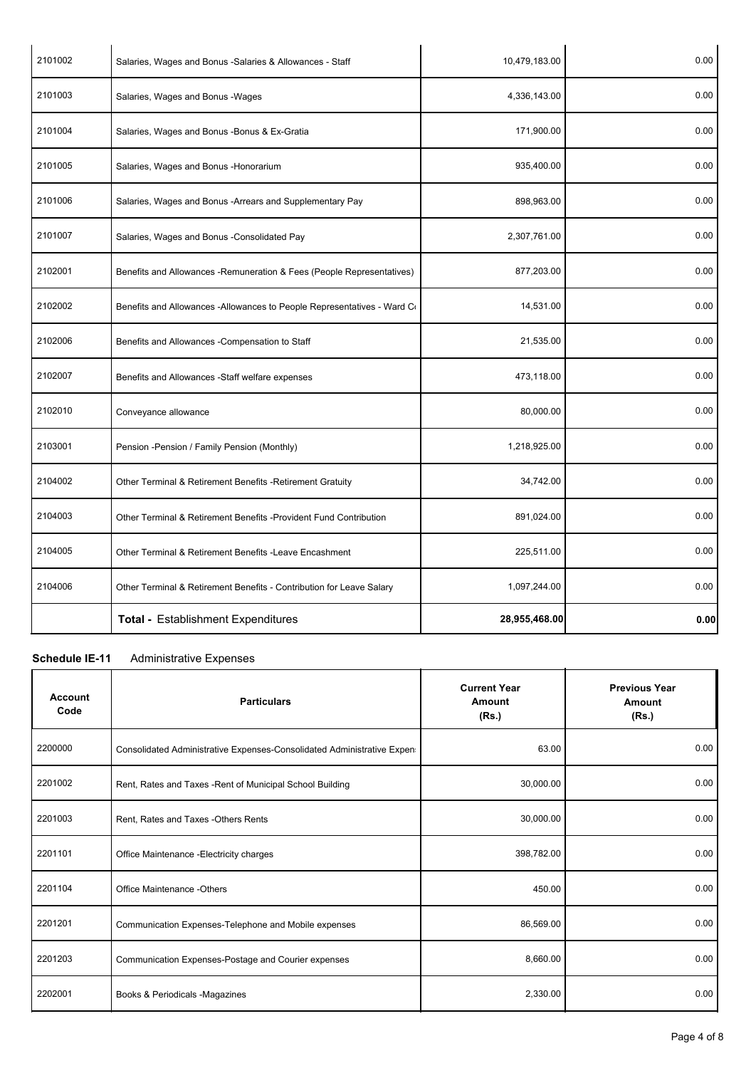| | | | |
|---|---|---|---|
| 2101002 | Salaries, Wages and Bonus -Salaries & Allowances - Staff | 10,479,183.00 | 0.00 |
| 2101003 | Salaries, Wages and Bonus -Wages | 4,336,143.00 | 0.00 |
| 2101004 | Salaries, Wages and Bonus -Bonus & Ex-Gratia | 171,900.00 | 0.00 |
| 2101005 | Salaries, Wages and Bonus -Honorarium | 935,400.00 | 0.00 |
| 2101006 | Salaries, Wages and Bonus -Arrears and Supplementary Pay | 898,963.00 | 0.00 |
| 2101007 | Salaries, Wages and Bonus -Consolidated Pay | 2,307,761.00 | 0.00 |
| 2102001 | Benefits and Allowances -Remuneration & Fees (People Representatives) | 877,203.00 | 0.00 |
| 2102002 | Benefits and Allowances -Allowances to People Representatives - Ward Co | 14,531.00 | 0.00 |
| 2102006 | Benefits and Allowances -Compensation to Staff | 21,535.00 | 0.00 |
| 2102007 | Benefits and Allowances -Staff welfare expenses | 473,118.00 | 0.00 |
| 2102010 | Conveyance allowance | 80,000.00 | 0.00 |
| 2103001 | Pension -Pension / Family Pension (Monthly) | 1,218,925.00 | 0.00 |
| 2104002 | Other Terminal & Retirement Benefits -Retirement Gratuity | 34,742.00 | 0.00 |
| 2104003 | Other Terminal & Retirement Benefits -Provident Fund Contribution | 891,024.00 | 0.00 |
| 2104005 | Other Terminal & Retirement Benefits -Leave Encashment | 225,511.00 | 0.00 |
| 2104006 | Other Terminal & Retirement Benefits - Contribution for Leave Salary | 1,097,244.00 | 0.00 |
| | **Total -** Establishment Expenditures | **28,955,468.00** | **0.00** |

**Schedule IE-11** Administrative Expenses

| Account Code | Particulars | Current Year Amount (Rs.) | Previous Year Amount (Rs.) |
|---|---|---|---|
| 2200000 | Consolidated Administrative Expenses-Consolidated Administrative Expens | 63.00 | 0.00 |
| 2201002 | Rent, Rates and Taxes -Rent of Municipal School Building | 30,000.00 | 0.00 |
| 2201003 | Rent, Rates and Taxes -Others Rents | 30,000.00 | 0.00 |
| 2201101 | Office Maintenance -Electricity charges | 398,782.00 | 0.00 |
| 2201104 | Office Maintenance -Others | 450.00 | 0.00 |
| 2201201 | Communication Expenses-Telephone and Mobile expenses | 86,569.00 | 0.00 |
| 2201203 | Communication Expenses-Postage and Courier expenses | 8,660.00 | 0.00 |
| 2202001 | Books & Periodicals -Magazines | 2,330.00 | 0.00 |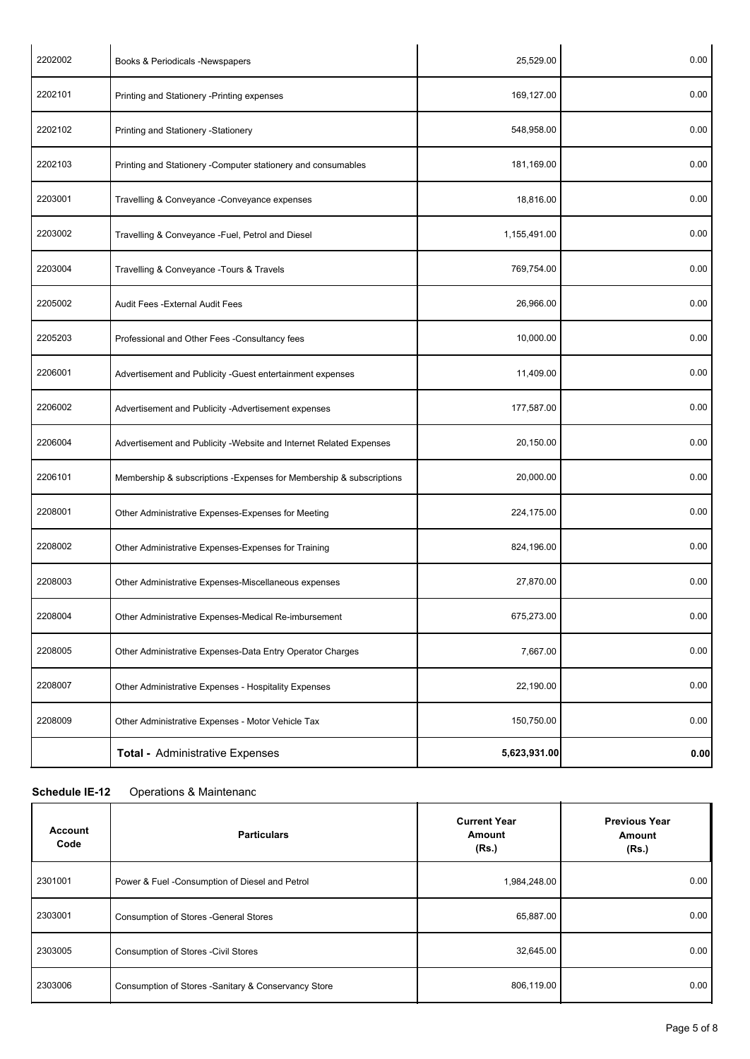| Account Code | Particulars | Current Year Amount (Rs.) | Previous Year Amount (Rs.) |
|---|---|---|---|
| 2202002 | Books & Periodicals -Newspapers | 25,529.00 | 0.00 |
| 2202101 | Printing and Stationery -Printing expenses | 169,127.00 | 0.00 |
| 2202102 | Printing and Stationery -Stationery | 548,958.00 | 0.00 |
| 2202103 | Printing and Stationery -Computer stationery and consumables | 181,169.00 | 0.00 |
| 2203001 | Travelling & Conveyance -Conveyance expenses | 18,816.00 | 0.00 |
| 2203002 | Travelling & Conveyance -Fuel, Petrol and Diesel | 1,155,491.00 | 0.00 |
| 2203004 | Travelling & Conveyance -Tours & Travels | 769,754.00 | 0.00 |
| 2205002 | Audit Fees -External Audit Fees | 26,966.00 | 0.00 |
| 2205203 | Professional and Other Fees -Consultancy fees | 10,000.00 | 0.00 |
| 2206001 | Advertisement and Publicity -Guest entertainment expenses | 11,409.00 | 0.00 |
| 2206002 | Advertisement and Publicity -Advertisement expenses | 177,587.00 | 0.00 |
| 2206004 | Advertisement and Publicity -Website and Internet Related Expenses | 20,150.00 | 0.00 |
| 2206101 | Membership & subscriptions -Expenses for Membership & subscriptions | 20,000.00 | 0.00 |
| 2208001 | Other Administrative Expenses-Expenses for Meeting | 224,175.00 | 0.00 |
| 2208002 | Other Administrative Expenses-Expenses for Training | 824,196.00 | 0.00 |
| 2208003 | Other Administrative Expenses-Miscellaneous expenses | 27,870.00 | 0.00 |
| 2208004 | Other Administrative Expenses-Medical Re-imbursement | 675,273.00 | 0.00 |
| 2208005 | Other Administrative Expenses-Data Entry Operator Charges | 7,667.00 | 0.00 |
| 2208007 | Other Administrative Expenses - Hospitality Expenses | 22,190.00 | 0.00 |
| 2208009 | Other Administrative Expenses - Motor Vehicle Tax | 150,750.00 | 0.00 |
| | **Total -** Administrative Expenses | **5,623,931.00** | **0.00** |

**Schedule IE-12** Operations & Maintenanc

| Account Code | Particulars | Current Year Amount (Rs.) | Previous Year Amount (Rs.) |
|---|---|---|---|
| 2301001 | Power & Fuel -Consumption of Diesel and Petrol | 1,984,248.00 | 0.00 |
| 2303001 | Consumption of Stores -General Stores | 65,887.00 | 0.00 |
| 2303005 | Consumption of Stores -Civil Stores | 32,645.00 | 0.00 |
| 2303006 | Consumption of Stores -Sanitary & Conservancy Store | 806,119.00 | 0.00 |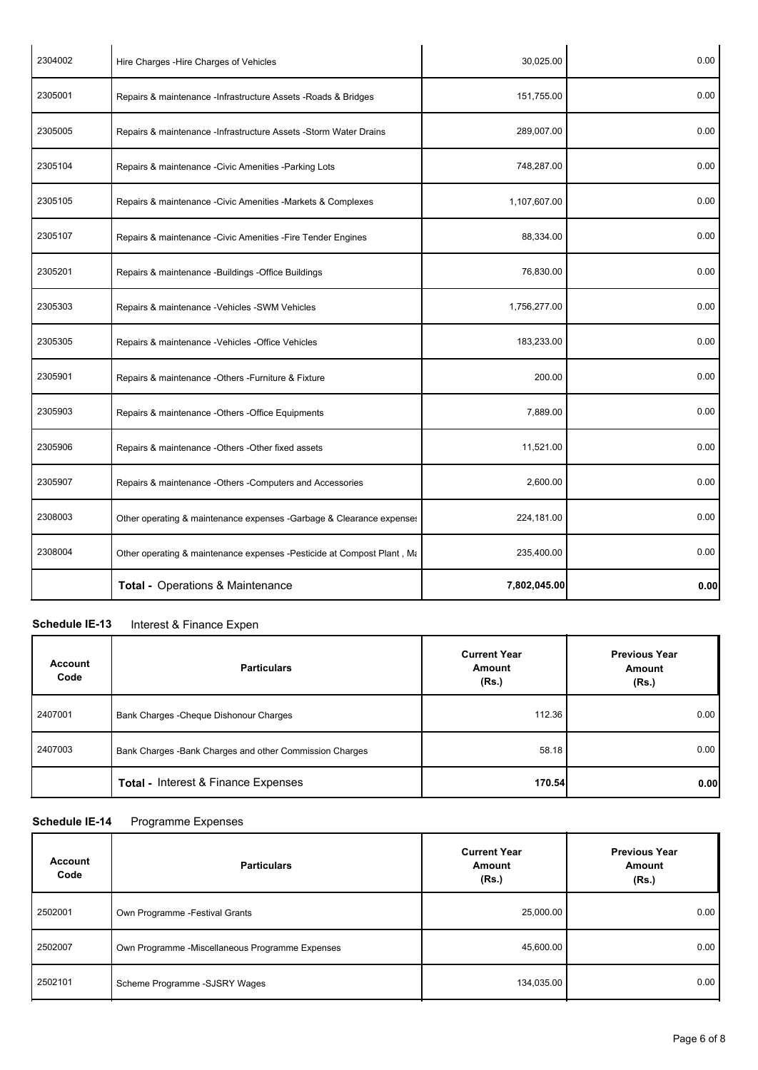| | | | |
|---|---|---|---|
| 2304002 | Hire Charges -Hire Charges of Vehicles | 30,025.00 | 0.00 |
| 2305001 | Repairs & maintenance -Infrastructure Assets -Roads & Bridges | 151,755.00 | 0.00 |
| 2305005 | Repairs & maintenance -Infrastructure Assets -Storm Water Drains | 289,007.00 | 0.00 |
| 2305104 | Repairs & maintenance -Civic Amenities -Parking Lots | 748,287.00 | 0.00 |
| 2305105 | Repairs & maintenance -Civic Amenities -Markets & Complexes | 1,107,607.00 | 0.00 |
| 2305107 | Repairs & maintenance -Civic Amenities -Fire Tender Engines | 88,334.00 | 0.00 |
| 2305201 | Repairs & maintenance -Buildings -Office Buildings | 76,830.00 | 0.00 |
| 2305303 | Repairs & maintenance -Vehicles -SWM Vehicles | 1,756,277.00 | 0.00 |
| 2305305 | Repairs & maintenance -Vehicles -Office Vehicles | 183,233.00 | 0.00 |
| 2305901 | Repairs & maintenance -Others -Furniture & Fixture | 200.00 | 0.00 |
| 2305903 | Repairs & maintenance -Others -Office Equipments | 7,889.00 | 0.00 |
| 2305906 | Repairs & maintenance -Others -Other fixed assets | 11,521.00 | 0.00 |
| 2305907 | Repairs & maintenance -Others -Computers and Accessories | 2,600.00 | 0.00 |
| 2308003 | Other operating & maintenance expenses -Garbage & Clearance expenses | 224,181.00 | 0.00 |
| 2308004 | Other operating & maintenance expenses -Pesticide at Compost Plant , Ma | 235,400.00 | 0.00 |
| | **Total -** Operations & Maintenance | **7,802,045.00** | **0.00** |

**Schedule IE-13** Interest & Finance Expen

| Account Code | Particulars | Current Year Amount (Rs.) | Previous Year Amount (Rs.) |
|---|---|---|---|
| 2407001 | Bank Charges -Cheque Dishonour Charges | 112.36 | 0.00 |
| 2407003 | Bank Charges -Bank Charges and other Commission Charges | 58.18 | 0.00 |
| | **Total -** Interest & Finance Expenses | **170.54** | **0.00** |

**Schedule IE-14** Programme Expenses

| Account Code | Particulars | Current Year Amount (Rs.) | Previous Year Amount (Rs.) |
|---|---|---|---|
| 2502001 | Own Programme -Festival Grants | 25,000.00 | 0.00 |
| 2502007 | Own Programme -Miscellaneous Programme Expenses | 45,600.00 | 0.00 |
| 2502101 | Scheme Programme -SJSRY Wages | 134,035.00 | 0.00 |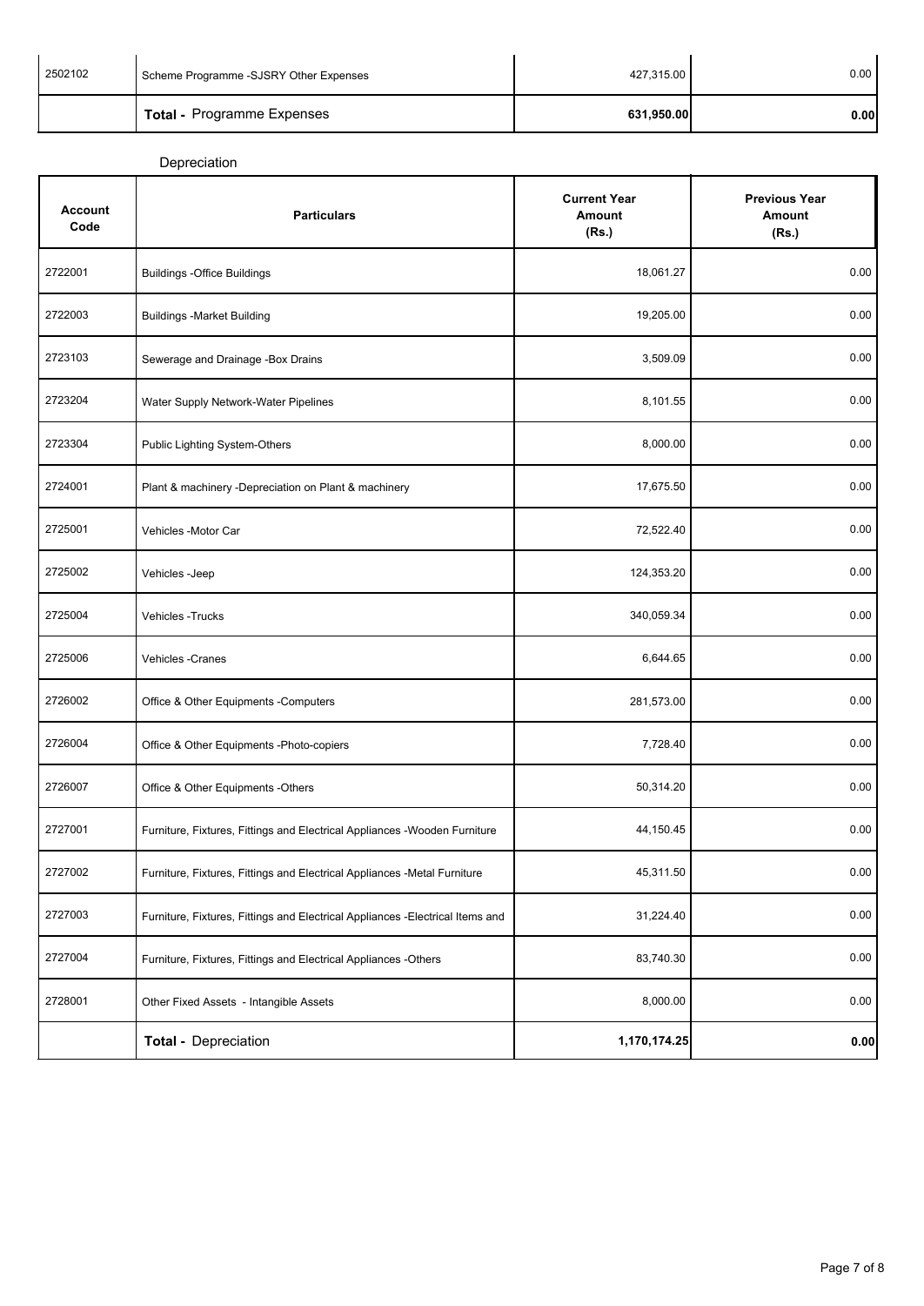| | | | |
|---|---|---|---|
| 2502102 | Scheme Programme -SJSRY Other Expenses | 427,315.00 | 0.00 |
| | **Total -** Programme Expenses | **631,950.00** | **0.00** |

Depreciation

| Account Code | Particulars | Current Year Amount (Rs.) | Previous Year Amount (Rs.) |
|---|---|---|---|
| 2722001 | Buildings -Office Buildings | 18,061.27 | 0.00 |
| 2722003 | Buildings -Market Building | 19,205.00 | 0.00 |
| 2723103 | Sewerage and Drainage -Box Drains | 3,509.09 | 0.00 |
| 2723204 | Water Supply Network-Water Pipelines | 8,101.55 | 0.00 |
| 2723304 | Public Lighting System-Others | 8,000.00 | 0.00 |
| 2724001 | Plant & machinery -Depreciation on Plant & machinery | 17,675.50 | 0.00 |
| 2725001 | Vehicles -Motor Car | 72,522.40 | 0.00 |
| 2725002 | Vehicles -Jeep | 124,353.20 | 0.00 |
| 2725004 | Vehicles -Trucks | 340,059.34 | 0.00 |
| 2725006 | Vehicles -Cranes | 6,644.65 | 0.00 |
| 2726002 | Office & Other Equipments -Computers | 281,573.00 | 0.00 |
| 2726004 | Office & Other Equipments -Photo-copiers | 7,728.40 | 0.00 |
| 2726007 | Office & Other Equipments -Others | 50,314.20 | 0.00 |
| 2727001 | Furniture, Fixtures, Fittings and Electrical Appliances -Wooden Furniture | 44,150.45 | 0.00 |
| 2727002 | Furniture, Fixtures, Fittings and Electrical Appliances -Metal Furniture | 45,311.50 | 0.00 |
| 2727003 | Furniture, Fixtures, Fittings and Electrical Appliances -Electrical Items and | 31,224.40 | 0.00 |
| 2727004 | Furniture, Fixtures, Fittings and Electrical Appliances -Others | 83,740.30 | 0.00 |
| 2728001 | Other Fixed Assets - Intangible Assets | 8,000.00 | 0.00 |
| | **Total -** Depreciation | **1,170,174.25** | **0.00** |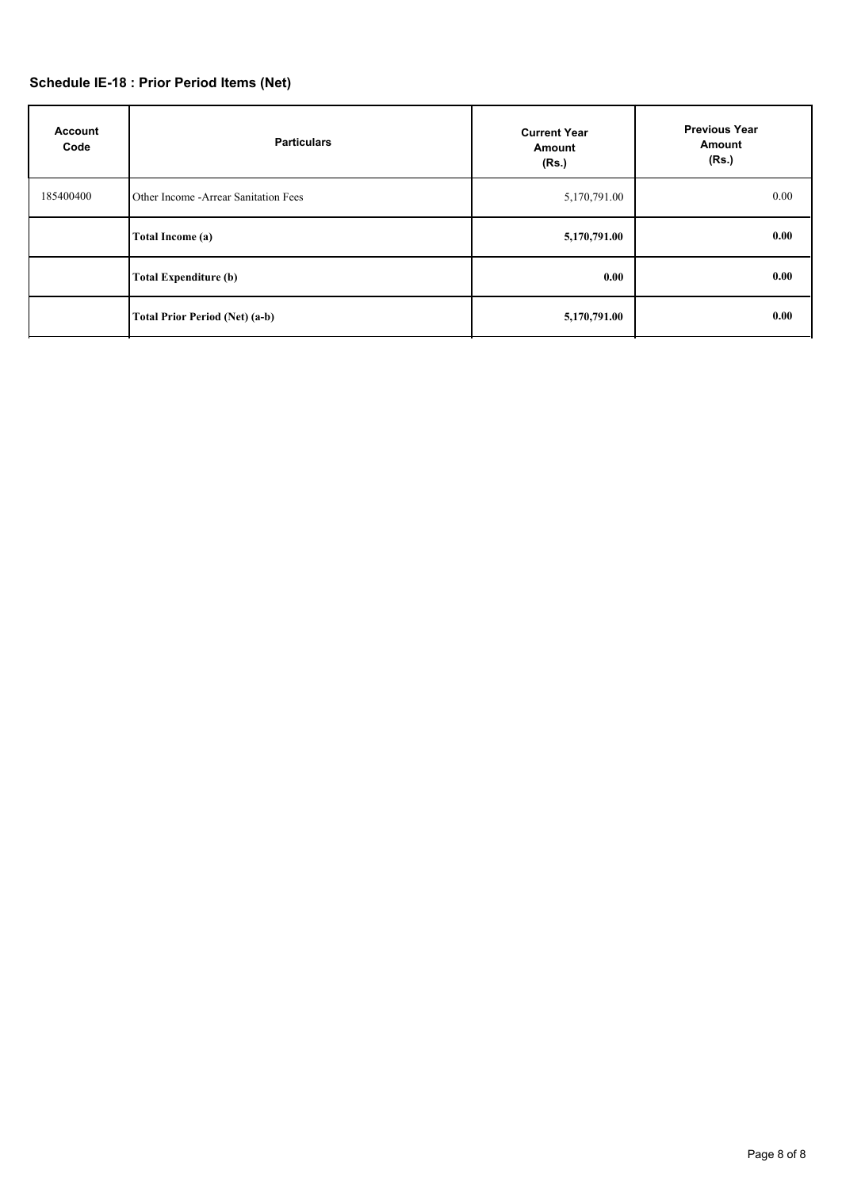### Schedule IE-18 : Prior Period Items (Net)

| Account Code | Particulars | Current Year Amount (Rs.) | Previous Year Amount (Rs.) |
|---|---|---|---|
| 185400400 | Other Income -Arrear Sanitation Fees | 5,170,791.00 | 0.00 |
| | **Total Income (a)** | **5,170,791.00** | **0.00** |
| | **Total Expenditure (b)** | **0.00** | **0.00** |
| | **Total Prior Period (Net) (a-b)** | **5,170,791.00** | **0.00** |